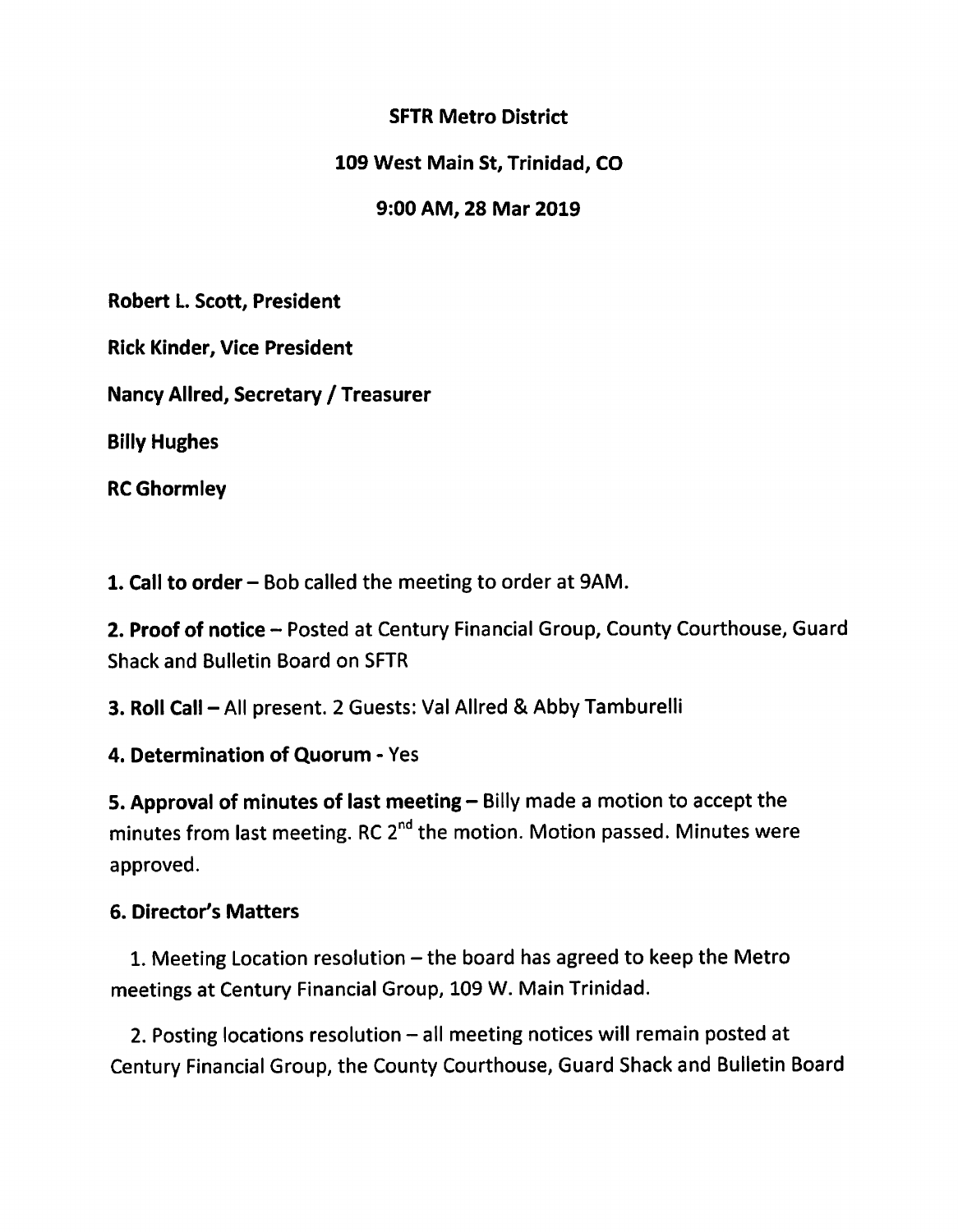**SFTR Metro District**

**109 West Main St, Trinidad, CO**

**9:00 AM, 28 Mar 2019**

**Robert L. Scott, President**

**Rick Kinder, Vice President**

**Nancy Allred, Secretary / Treasurer**

**Billy Hughes**

**RC Ghormley**

**1. Call to order** – Bob called the meeting to order at 9AM.

**2. Proof of notice** – Posted at Century Financial Group, County Courthouse, Guard Shack and Bulletin Board on SFTR

**3. Roll Call** – All present. 2 Guests: Val Allred & Abby Tamburelli

**4. Determination of Quorum** - Yes

**5. Approval of minutes of last meeting** – Billy made a motion to accept the minutes from last meeting. RC 2nd the motion. Motion passed. Minutes were approved.

**6. Director's Matters**

1. Meeting Location resolution – the board has agreed to keep the Metro meetings at Century Financial Group, 109 W. Main Trinidad.

2. Posting locations resolution – all meeting notices will remain posted at Century Financial Group, the County Courthouse, Guard Shack and Bulletin Board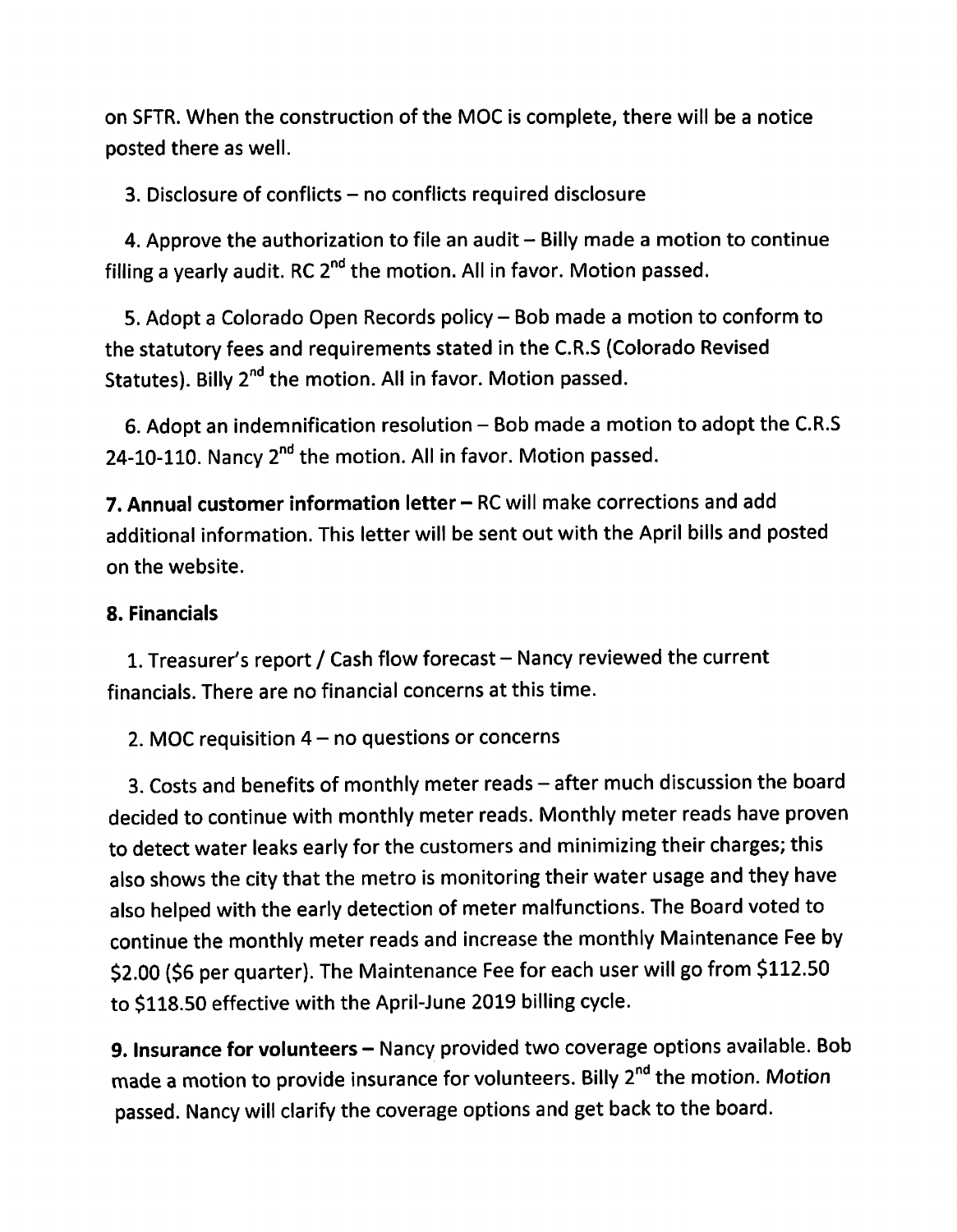on SFTR. When the construction of the MOC is complete, there will be a notice posted there as well.

3. Disclosure of conflicts – no conflicts required disclosure

4. Approve the authorization to file an audit – Billy made a motion to continue filling a yearly audit. RC 2nd the motion. All in favor. Motion passed.

5. Adopt a Colorado Open Records policy – Bob made a motion to conform to the statutory fees and requirements stated in the C.R.S (Colorado Revised Statutes). Billy 2nd the motion. All in favor. Motion passed.

6. Adopt an indemnification resolution – Bob made a motion to adopt the C.R.S 24-10-110. Nancy 2nd the motion. All in favor. Motion passed.

**7. Annual customer information letter –** RC will make corrections and add additional information. This letter will be sent out with the April bills and posted on the website.

**8. Financials**

1. Treasurer's report / Cash flow forecast – Nancy reviewed the current financials. There are no financial concerns at this time.

2. MOC requisition 4 – no questions or concerns

3. Costs and benefits of monthly meter reads – after much discussion the board decided to continue with monthly meter reads. Monthly meter reads have proven to detect water leaks early for the customers and minimizing their charges; this also shows the city that the metro is monitoring their water usage and they have also helped with the early detection of meter malfunctions. The Board voted to continue the monthly meter reads and increase the monthly Maintenance Fee by $2.00 ($6 per quarter). The Maintenance Fee for each user will go from $112.50 to $118.50 effective with the April-June 2019 billing cycle.

**9. Insurance for volunteers –** Nancy provided two coverage options available. Bob made a motion to provide insurance for volunteers. Billy 2nd the motion. Motion passed. Nancy will clarify the coverage options and get back to the board.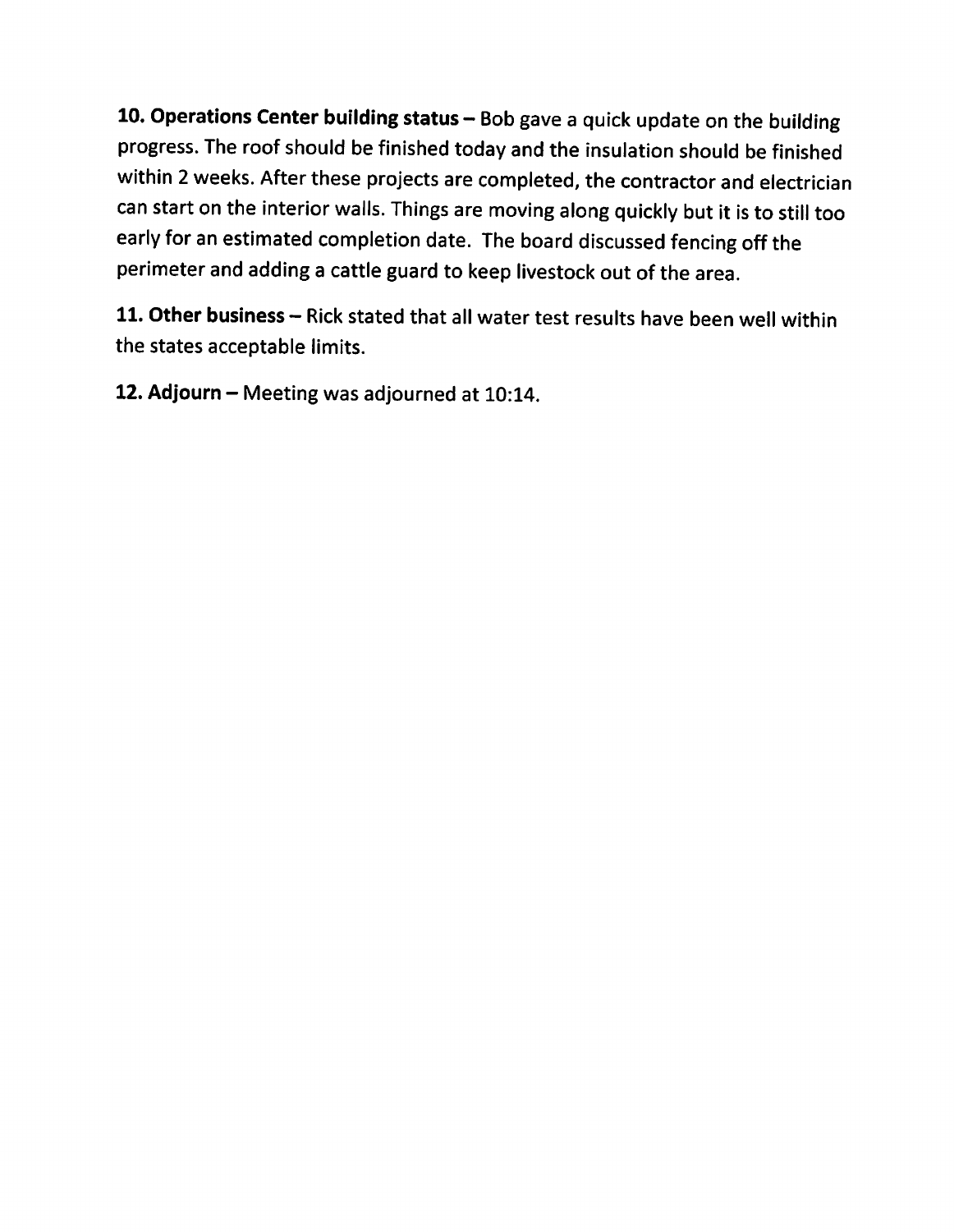**10. Operations Center building status –** Bob gave a quick update on the building progress. The roof should be finished today and the insulation should be finished within 2 weeks. After these projects are completed, the contractor and electrician can start on the interior walls. Things are moving along quickly but it is to still too early for an estimated completion date. The board discussed fencing off the perimeter and adding a cattle guard to keep livestock out of the area.

**11. Other business –** Rick stated that all water test results have been well within the states acceptable limits.

**12. Adjourn –** Meeting was adjourned at 10:14.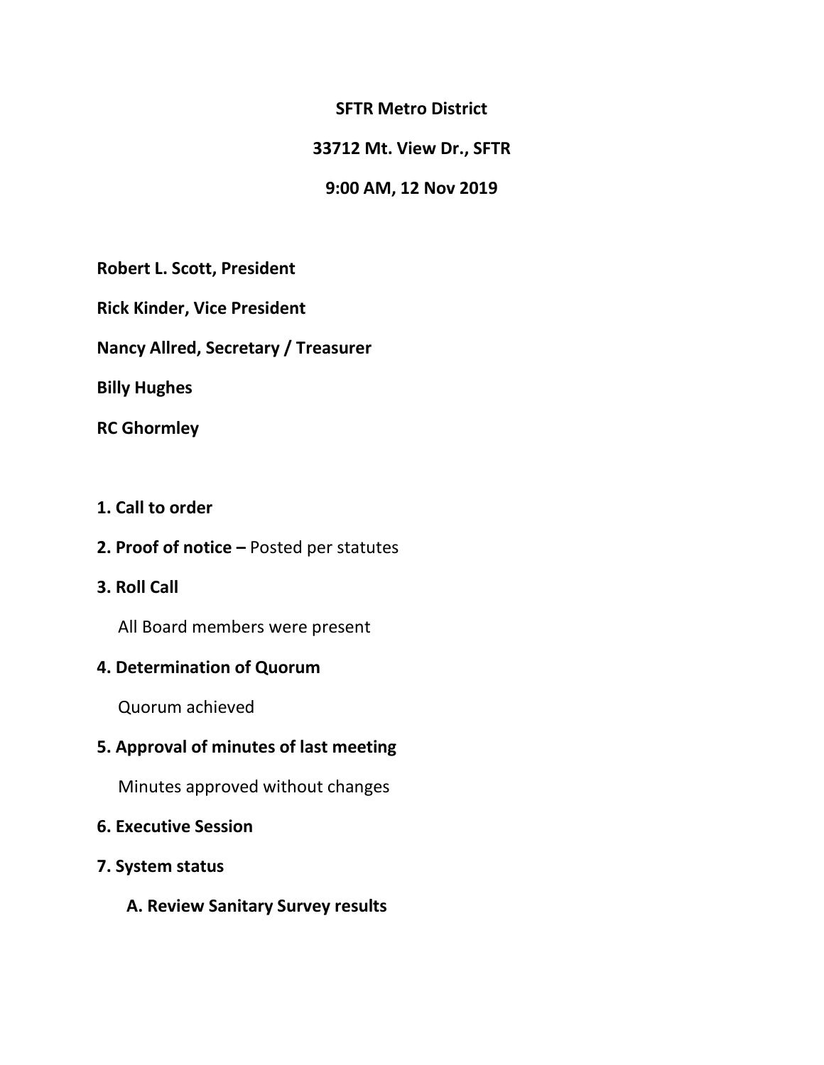**SFTR Metro District**

**33712 Mt. View Dr., SFTR**

**9:00 AM, 12 Nov 2019**

**Robert L. Scott, President**

**Rick Kinder, Vice President**

**Nancy Allred, Secretary / Treasurer**

**Billy Hughes**

**RC Ghormley**

**1. Call to order**

**2. Proof of notice –** Posted per statutes

**3. Roll Call**

All Board members were present

**4. Determination of Quorum**

Quorum achieved

**5. Approval of minutes of last meeting**

Minutes approved without changes

**6. Executive Session**

**7. System status**

**A. Review Sanitary Survey results**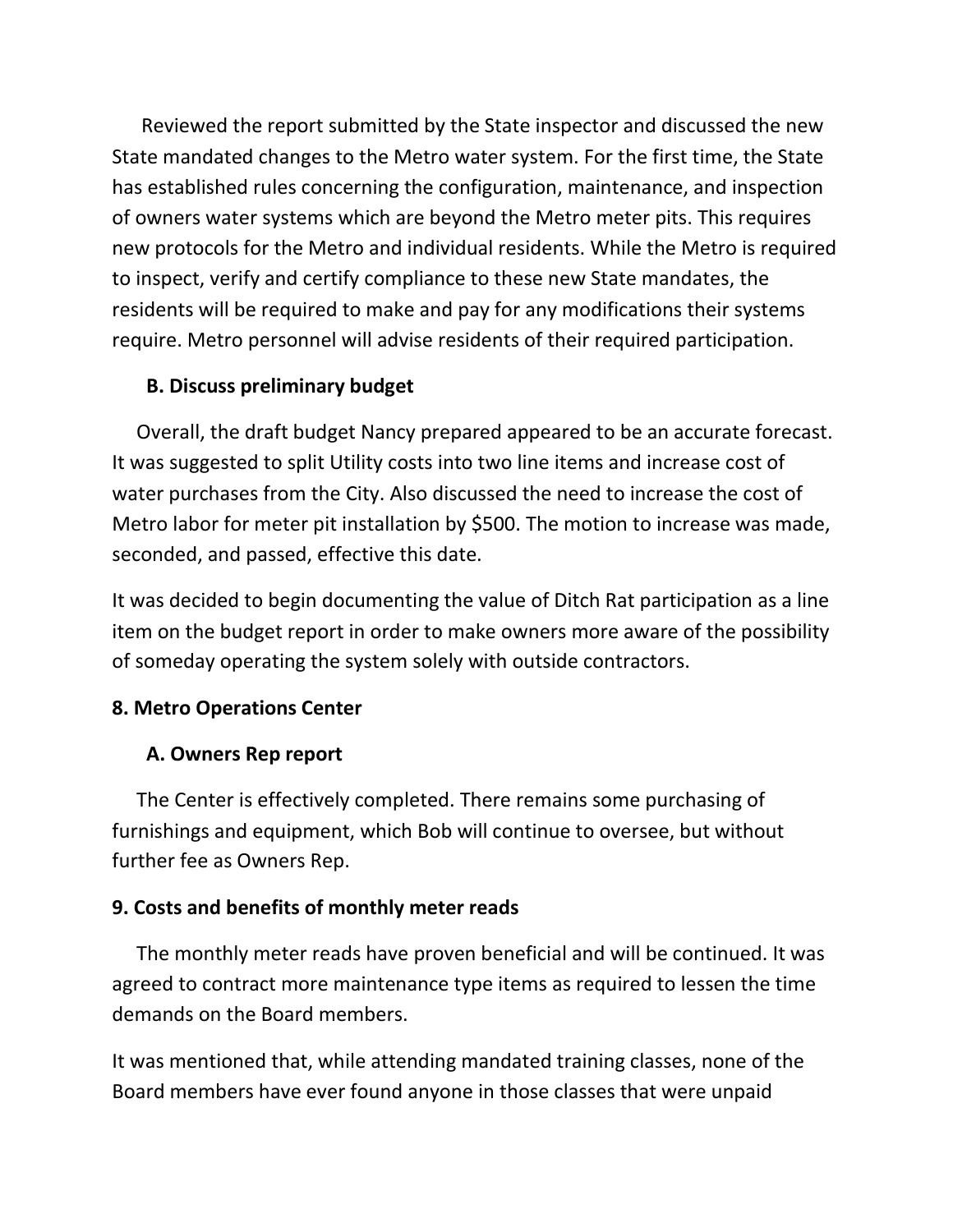Reviewed the report submitted by the State inspector and discussed the new State mandated changes to the Metro water system. For the first time, the State has established rules concerning the configuration, maintenance, and inspection of owners water systems which are beyond the Metro meter pits. This requires new protocols for the Metro and individual residents. While the Metro is required to inspect, verify and certify compliance to these new State mandates, the residents will be required to make and pay for any modifications their systems require. Metro personnel will advise residents of their required participation.

**B. Discuss preliminary budget**

Overall, the draft budget Nancy prepared appeared to be an accurate forecast. It was suggested to split Utility costs into two line items and increase cost of water purchases from the City. Also discussed the need to increase the cost of Metro labor for meter pit installation by $500. The motion to increase was made, seconded, and passed, effective this date.

It was decided to begin documenting the value of Ditch Rat participation as a line item on the budget report in order to make owners more aware of the possibility of someday operating the system solely with outside contractors.

**8. Metro Operations Center**

**A. Owners Rep report**

The Center is effectively completed. There remains some purchasing of furnishings and equipment, which Bob will continue to oversee, but without further fee as Owners Rep.

**9. Costs and benefits of monthly meter reads**

The monthly meter reads have proven beneficial and will be continued. It was agreed to contract more maintenance type items as required to lessen the time demands on the Board members.

It was mentioned that, while attending mandated training classes, none of the Board members have ever found anyone in those classes that were unpaid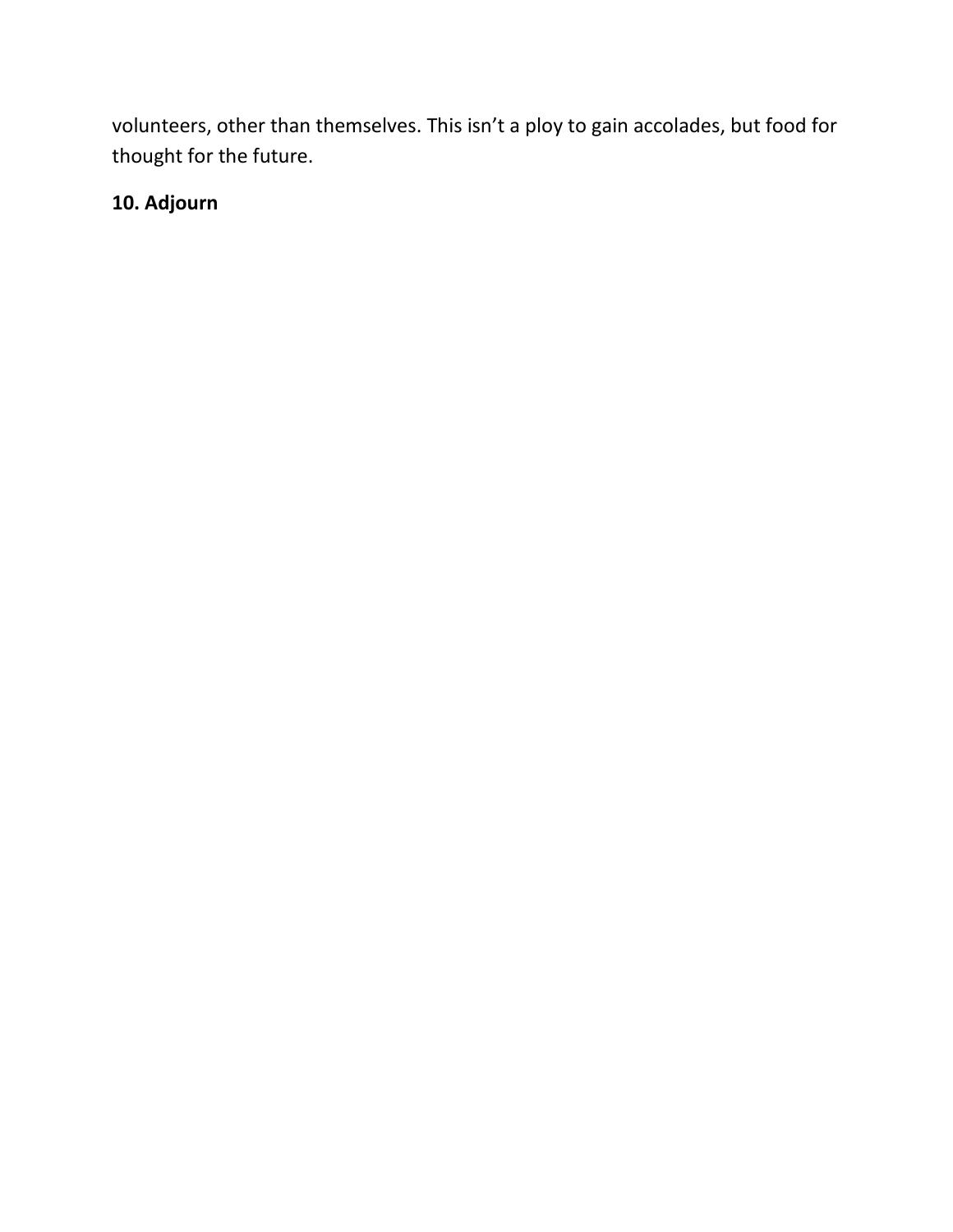volunteers, other than themselves. This isn't a ploy to gain accolades, but food for thought for the future.

**10. Adjourn**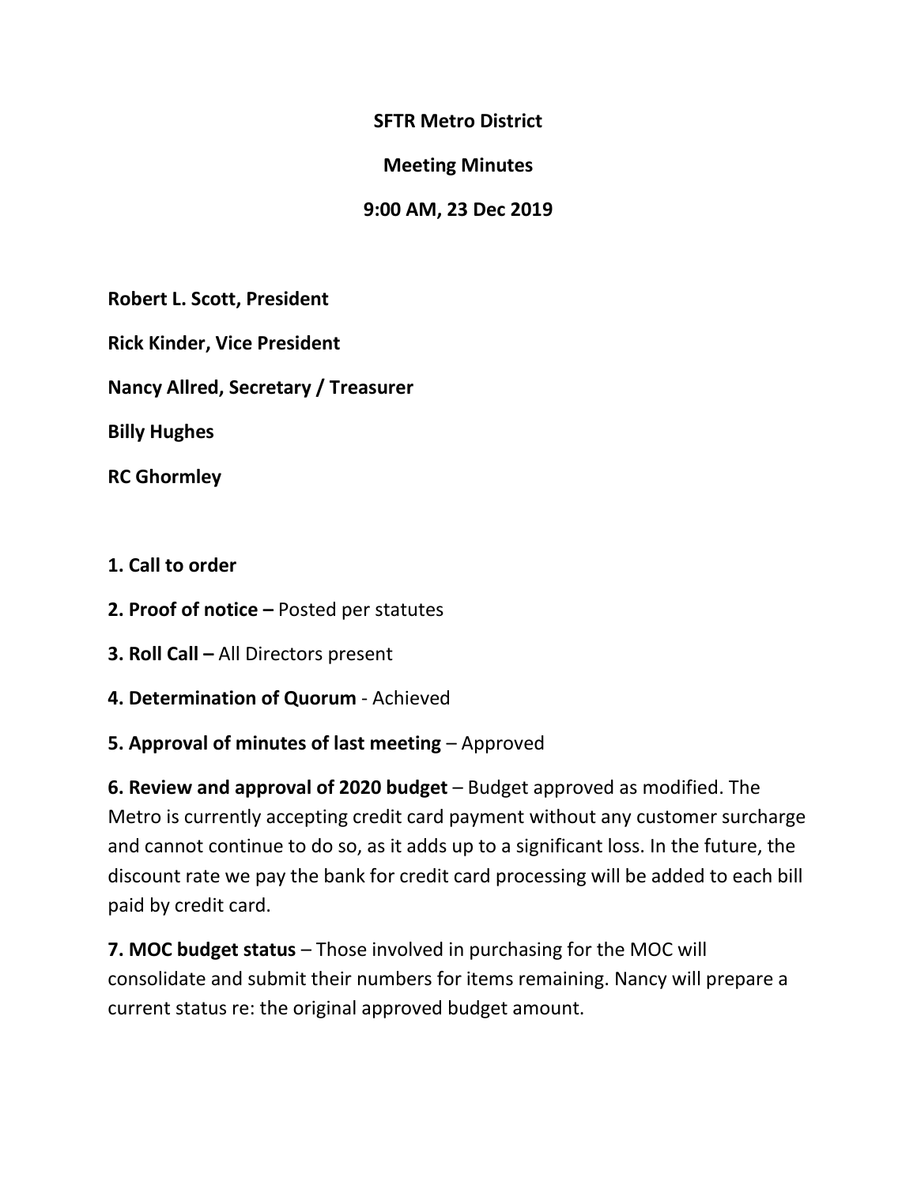**SFTR Metro District**

**Meeting Minutes**

**9:00 AM, 23 Dec 2019**

**Robert L. Scott, President**

**Rick Kinder, Vice President**

**Nancy Allred, Secretary / Treasurer**

**Billy Hughes**

**RC Ghormley**

**1. Call to order**

**2. Proof of notice –** Posted per statutes

**3. Roll Call –** All Directors present

**4. Determination of Quorum** - Achieved

**5. Approval of minutes of last meeting** – Approved

**6. Review and approval of 2020 budget** – Budget approved as modified. The Metro is currently accepting credit card payment without any customer surcharge and cannot continue to do so, as it adds up to a significant loss. In the future, the discount rate we pay the bank for credit card processing will be added to each bill paid by credit card.

**7. MOC budget status** – Those involved in purchasing for the MOC will consolidate and submit their numbers for items remaining. Nancy will prepare a current status re: the original approved budget amount.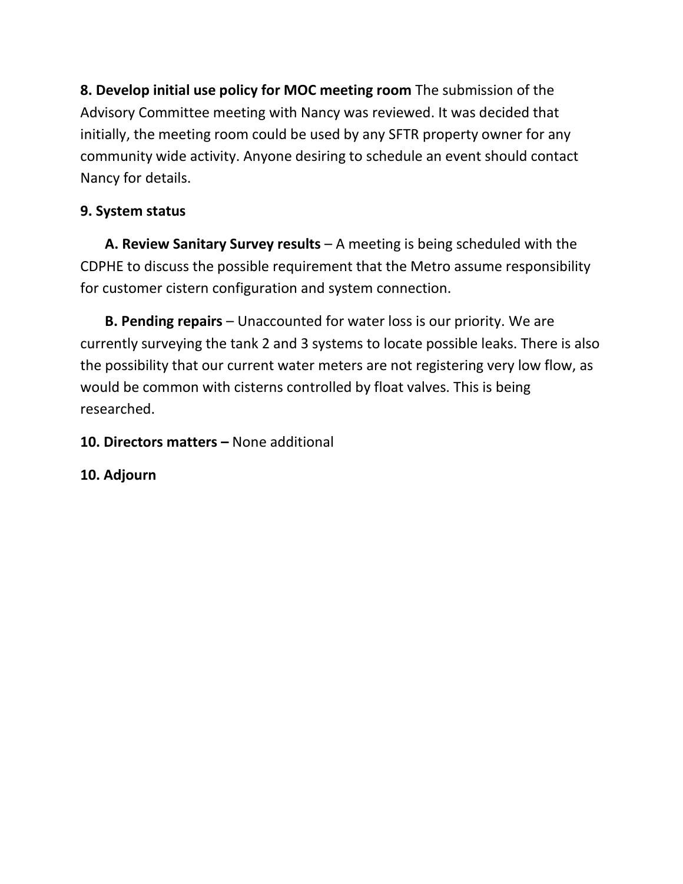**8. Develop initial use policy for MOC meeting room** The submission of the Advisory Committee meeting with Nancy was reviewed. It was decided that initially, the meeting room could be used by any SFTR property owner for any community wide activity. Anyone desiring to schedule an event should contact Nancy for details.

**9. System status**

**A. Review Sanitary Survey results** – A meeting is being scheduled with the CDPHE to discuss the possible requirement that the Metro assume responsibility for customer cistern configuration and system connection.

**B. Pending repairs** – Unaccounted for water loss is our priority. We are currently surveying the tank 2 and 3 systems to locate possible leaks. There is also the possibility that our current water meters are not registering very low flow, as would be common with cisterns controlled by float valves. This is being researched.

**10. Directors matters –** None additional

**10. Adjourn**